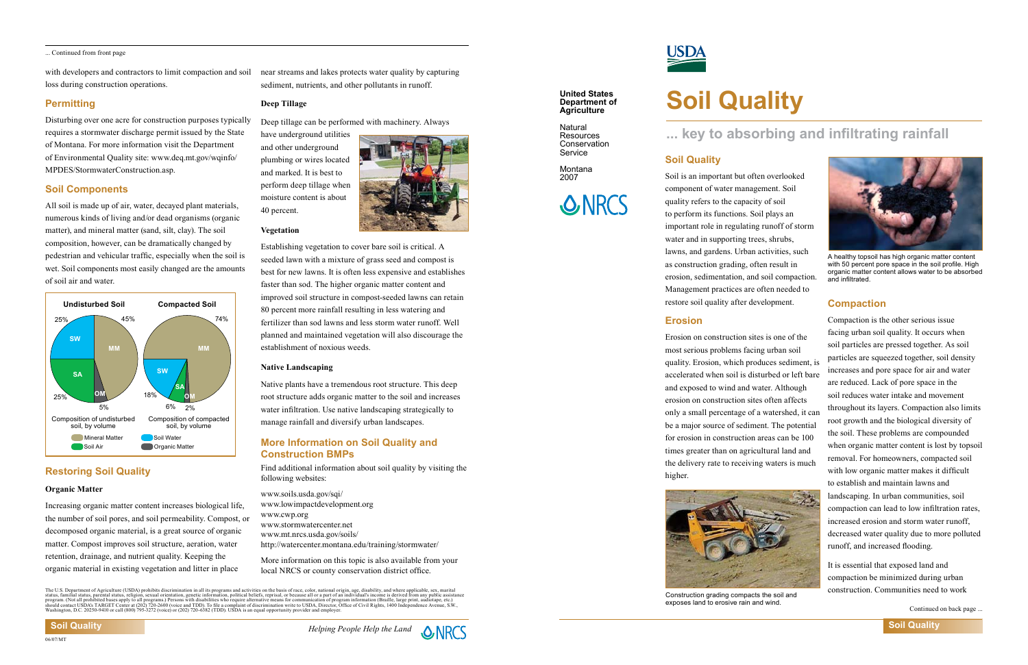# Soil Quality

## ... key to absorbing and infiltrating rainfall

**United States Department of Agriculture**

Natural Resources Conservation Service

Montana 2007

### Soil Quality

Soil is an important but often overlooked component of water management. Soil quality refers to the capacity of soil to perform its functions. Soil plays an important role in regulating runoff of storm water and in supporting trees, shrubs, lawns, and gardens. Urban activities, such as construction grading, often result in erosion, sedimentation, and soil compaction. Management practices are often needed to restore soil quality after development.

A healthy topsoil has high organic matter content with 50 percent pore space in the soil profile. High organic matter content allows water to be absorbed and infiltrated.

### Erosion

Erosion on construction sites is one of the most serious problems facing urban soil quality. Erosion, which produces sediment, is accelerated when soil is disturbed or left bare and exposed to wind and water. Although erosion on construction sites often affects only a small percentage of a watershed, it can be a major source of sediment. The potential for erosion in construction areas can be 100 times greater than on agricultural land and the delivery rate to receiving waters is much higher.

Construction grading compacts the soil and exposes land to erosive rain and wind.

### Compaction

Compaction is the other serious issue facing urban soil quality. It occurs when soil particles are pressed together. As soil particles are squeezed together, soil density increases and pore space for air and water are reduced. Lack of pore space in the soil reduces water intake and movement throughout its layers. Compaction also limits root growth and the biological diversity of the soil. These problems are compounded when organic matter content is lost by topsoil removal. For homeowners, compacted soil with low organic matter makes it difficult to establish and maintain lawns and landscaping. In urban communities, soil compaction can lead to low infiltration rates, increased erosion and storm water runoff, decreased water quality due to more polluted runoff, and increased flooding.

It is essential that exposed land and compaction be minimized during urban construction. Communities need to work

Continued on back page ...

... Continued from front page

with developers and contractors to limit compaction and soil loss during construction operations.

### Permitting

Disturbing over one acre for construction purposes typically requires a stormwater discharge permit issued by the State of Montana. For more information visit the Department of Environmental Quality site: www.deq.mt.gov/wqinfo/MPDES/StormwaterConstruction.asp.

### Soil Components

All soil is made up of air, water, decayed plant materials, numerous kinds of living and/or dead organisms (organic matter), and mineral matter (sand, silt, clay). The soil composition, however, can be dramatically changed by pedestrian and vehicular traffic, especially when the soil is wet. Soil components most easily changed are the amounts of soil air and water.

| | Undisturbed Soil | Compacted Soil |
|---|---|---|
| Mineral Matter (MM) | 45% | 74% |
| Soil Water (SW) | 25% | 18% |
| Soil Air (SA) | 25% | 6% |
| Organic Matter (OM) | 5% | 2% |

Composition of undisturbed soil, by volume — Composition of compacted soil, by volume

### Restoring Soil Quality

#### Organic Matter

Increasing organic matter content increases biological life, the number of soil pores, and soil permeability. Compost, or decomposed organic material, is a great source of organic matter. Compost improves soil structure, aeration, water retention, drainage, and nutrient quality. Keeping the organic material in existing vegetation and litter in place near streams and lakes protects water quality by capturing sediment, nutrients, and other pollutants in runoff.

#### Deep Tillage

Deep tillage can be performed with machinery. Always have underground utilities and other underground plumbing or wires located and marked. It is best to perform deep tillage when moisture content is about 40 percent.

#### Vegetation

Establishing vegetation to cover bare soil is critical. A seeded lawn with a mixture of grass seed and compost is best for new lawns. It is often less expensive and establishes faster than sod. The higher organic matter content and improved soil structure in compost-seeded lawns can retain 80 percent more rainfall resulting in less watering and fertilizer than sod lawns and less storm water runoff. Well planned and maintained vegetation will also discourage the establishment of noxious weeds.

#### Native Landscaping

Native plants have a tremendous root structure. This deep root structure adds organic matter to the soil and increases water infiltration. Use native landscaping strategically to manage rainfall and diversify urban landscapes.

### More Information on Soil Quality and Construction BMPs

Find additional information about soil quality by visiting the following websites:

www.soils.usda.gov/sqi/
www.lowimpactdevelopment.org
www.cwp.org
www.stormwatercenter.net
www.mt.nrcs.usda.gov/soils/
http://watercenter.montana.edu/training/stormwater/

More information on this topic is also available from your local NRCS or county conservation district office.

The U.S. Department of Agriculture (USDA) prohibits discrimination in all its programs and activities on the basis of race, color, national origin, age, disability, and where applicable, sex, marital status, familial status, parental status, religion, sexual orientation, genetic information, political beliefs, reprisal, or because all or a part of an individual's income is derived from any public assistance program. (Not all prohibited bases apply to all programs.) Persons with disabilities who require alternative means for communication of program information (Braille, large print, audiotape, etc.) should contact USDA's TARGET Center at (202) 720-2600 (voice and TDD). To file a complaint of discrimination write to USDA, Director, Office of Civil Rights, 1400 Independence Avenue, S.W., Washington, D.C. 20250-9410 or call (800) 795-3272 (voice) or (202) 720-6382 (TDD). USDA is an equal opportunity provider and employer.

*Helping People Help the Land*

06/07/MT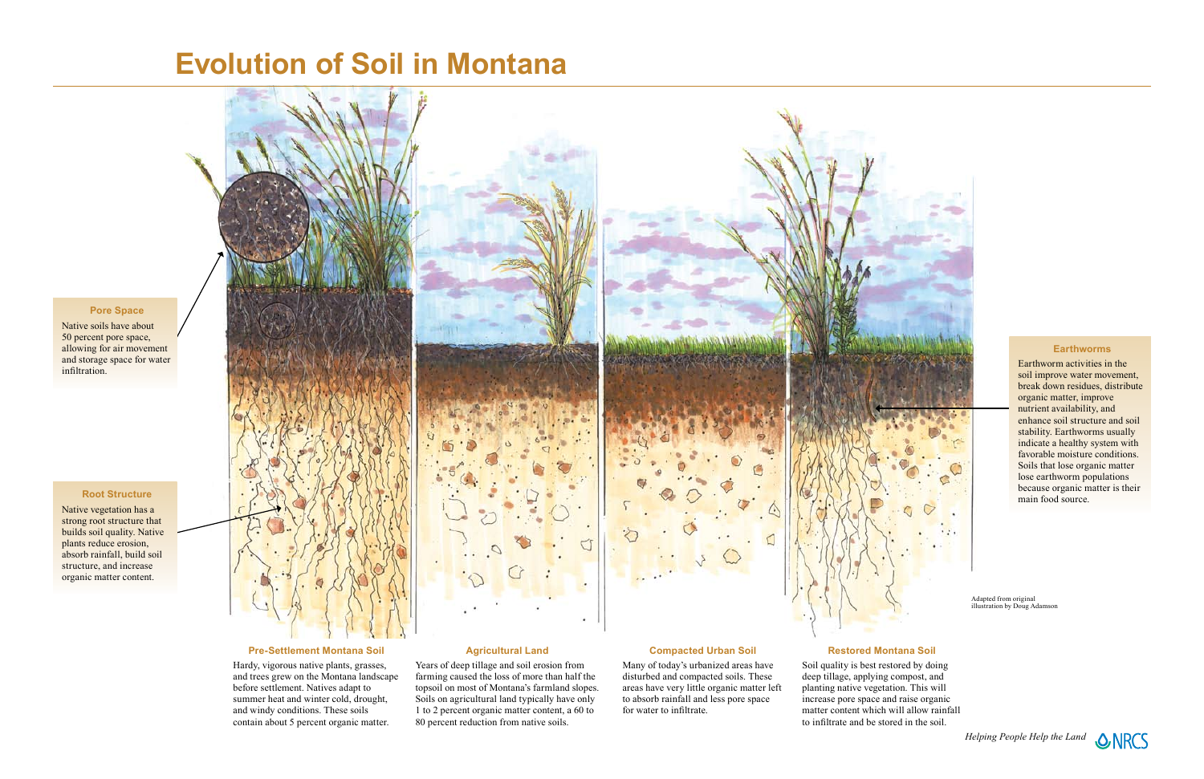# Evolution of Soil in Montana

### Pore Space

Native soils have about 50 percent pore space, allowing for air movement and storage space for water infiltration.

### Root Structure

Native vegetation has a strong root structure that builds soil quality. Native plants reduce erosion, absorb rainfall, build soil structure, and increase organic matter content.

### Earthworms

Earthworm activities in the soil improve water movement, break down residues, distribute organic matter, improve nutrient availability, and enhance soil structure and soil stability. Earthworms usually indicate a healthy system with favorable moisture conditions. Soils that lose organic matter lose earthworm populations because organic matter is their main food source.

### Pre-Settlement Montana Soil

Hardy, vigorous native plants, grasses, and trees grew on the Montana landscape before settlement. Natives adapt to summer heat and winter cold, drought, and windy conditions. These soils contain about 5 percent organic matter.

### Agricultural Land

Years of deep tillage and soil erosion from farming caused the loss of more than half the topsoil on most of Montana's farmland slopes. Soils on agricultural land typically have only 1 to 2 percent organic matter content, a 60 to 80 percent reduction from native soils.

### Compacted Urban Soil

Many of today's urbanized areas have disturbed and compacted soils. These areas have very little organic matter left to absorb rainfall and less pore space for water to infiltrate.

### Restored Montana Soil

Soil quality is best restored by doing deep tillage, applying compost, and planting native vegetation. This will increase pore space and raise organic matter content which will allow rainfall to infiltrate and be stored in the soil.

Adapted from original illustration by Doug Adamson

*Helping People Help the Land* NRCS